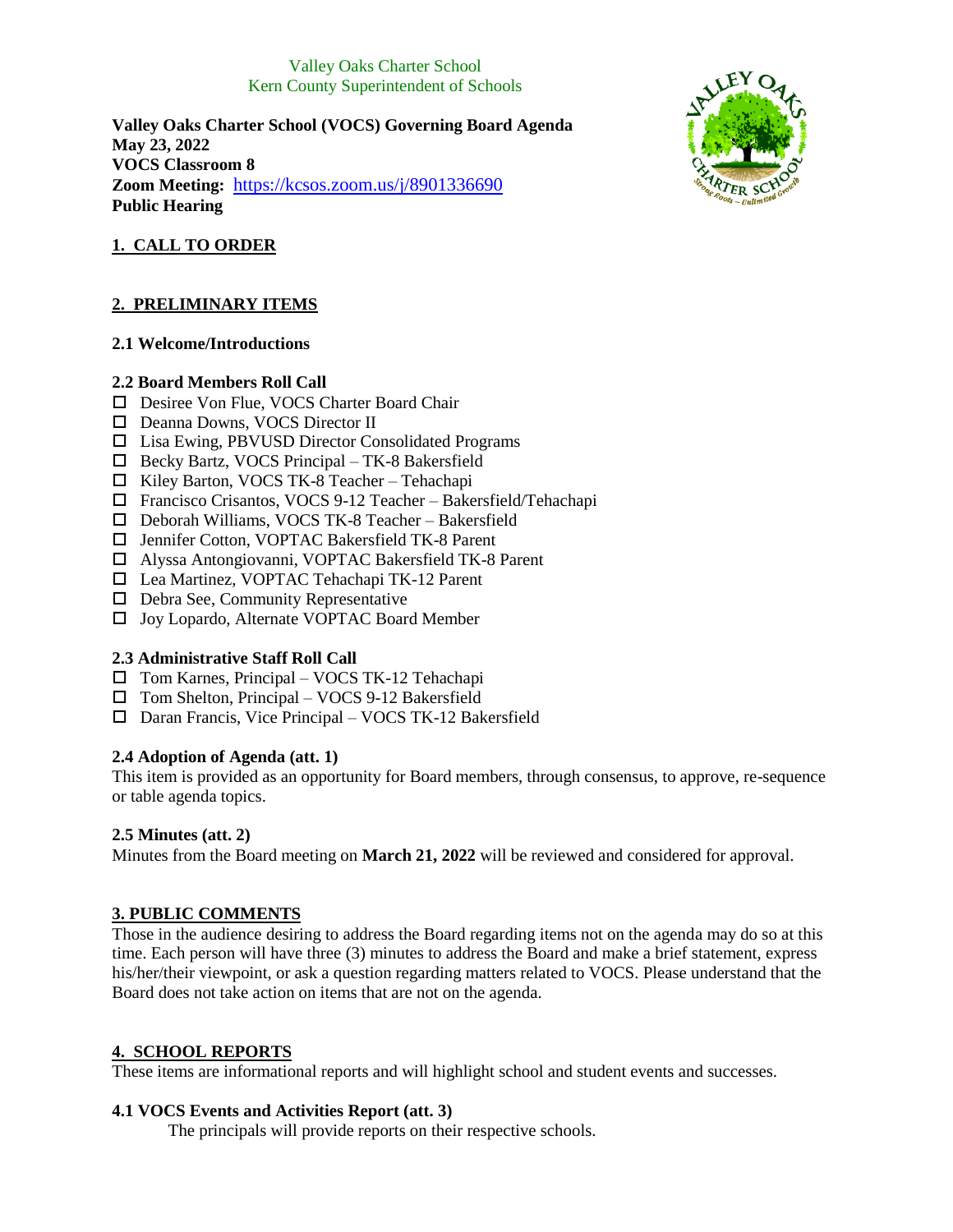Valley Oaks Charter School
Kern County Superintendent of Schools

**Valley Oaks Charter School (VOCS) Governing Board Agenda**
**May 23, 2022**
**VOCS Classroom 8**
**Zoom Meeting:** https://kcsos.zoom.us/j/8901336690
**Public Hearing**

## 1. CALL TO ORDER

## 2. PRELIMINARY ITEMS

### 2.1 Welcome/Introductions

### 2.2 Board Members Roll Call

- ☐ Desiree Von Flue, VOCS Charter Board Chair
- ☐ Deanna Downs, VOCS Director II
- ☐ Lisa Ewing, PBVUSD Director Consolidated Programs
- ☐ Becky Bartz, VOCS Principal – TK-8 Bakersfield
- ☐ Kiley Barton, VOCS TK-8 Teacher – Tehachapi
- ☐ Francisco Crisantos, VOCS 9-12 Teacher – Bakersfield/Tehachapi
- ☐ Deborah Williams, VOCS TK-8 Teacher – Bakersfield
- ☐ Jennifer Cotton, VOPTAC Bakersfield TK-8 Parent
- ☐ Alyssa Antongiovanni, VOPTAC Bakersfield TK-8 Parent
- ☐ Lea Martinez, VOPTAC Tehachapi TK-12 Parent
- ☐ Debra See, Community Representative
- ☐ Joy Lopardo, Alternate VOPTAC Board Member

### 2.3 Administrative Staff Roll Call

- ☐ Tom Karnes, Principal – VOCS TK-12 Tehachapi
- ☐ Tom Shelton, Principal – VOCS 9-12 Bakersfield
- ☐ Daran Francis, Vice Principal – VOCS TK-12 Bakersfield

### 2.4 Adoption of Agenda (att. 1)

This item is provided as an opportunity for Board members, through consensus, to approve, re-sequence or table agenda topics.

### 2.5 Minutes (att. 2)

Minutes from the Board meeting on **March 21, 2022** will be reviewed and considered for approval.

## 3. PUBLIC COMMENTS

Those in the audience desiring to address the Board regarding items not on the agenda may do so at this time. Each person will have three (3) minutes to address the Board and make a brief statement, express his/her/their viewpoint, or ask a question regarding matters related to VOCS. Please understand that the Board does not take action on items that are not on the agenda.

## 4. SCHOOL REPORTS

These items are informational reports and will highlight school and student events and successes.

### 4.1 VOCS Events and Activities Report (att. 3)

The principals will provide reports on their respective schools.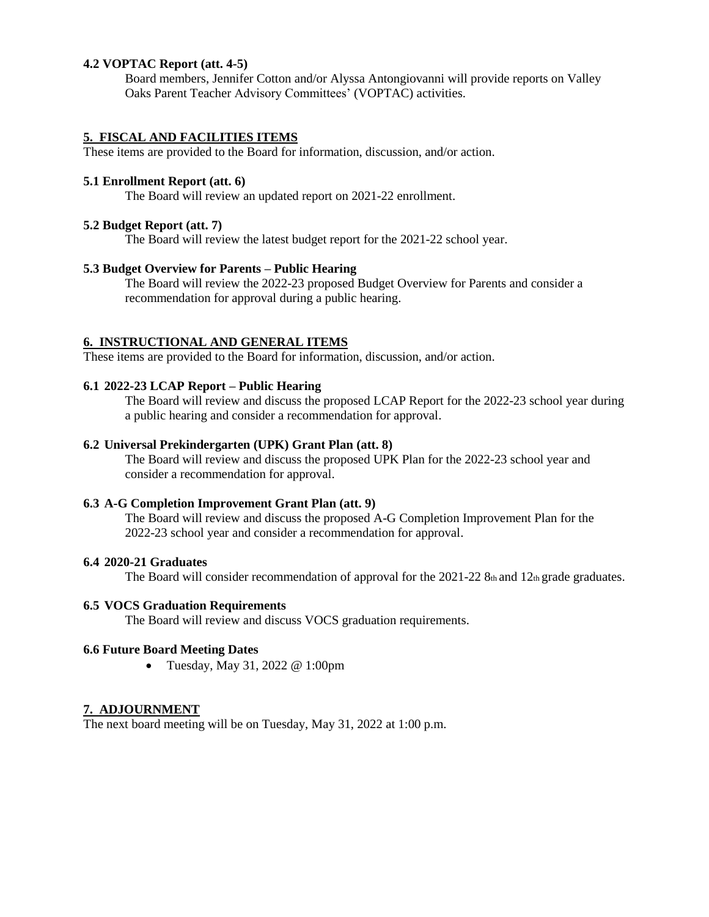**4.2 VOPTAC Report (att. 4-5)**

Board members, Jennifer Cotton and/or Alyssa Antongiovanni will provide reports on Valley Oaks Parent Teacher Advisory Committees' (VOPTAC) activities.

## 5. FISCAL AND FACILITIES ITEMS

These items are provided to the Board for information, discussion, and/or action.

**5.1 Enrollment Report (att. 6)**

The Board will review an updated report on 2021-22 enrollment.

**5.2 Budget Report (att. 7)**

The Board will review the latest budget report for the 2021-22 school year.

**5.3 Budget Overview for Parents – Public Hearing**

The Board will review the 2022-23 proposed Budget Overview for Parents and consider a recommendation for approval during a public hearing.

## 6. INSTRUCTIONAL AND GENERAL ITEMS

These items are provided to the Board for information, discussion, and/or action.

**6.1 2022-23 LCAP Report – Public Hearing**

The Board will review and discuss the proposed LCAP Report for the 2022-23 school year during a public hearing and consider a recommendation for approval.

**6.2 Universal Prekindergarten (UPK) Grant Plan (att. 8)**

The Board will review and discuss the proposed UPK Plan for the 2022-23 school year and consider a recommendation for approval.

**6.3 A-G Completion Improvement Grant Plan (att. 9)**

The Board will review and discuss the proposed A-G Completion Improvement Plan for the 2022-23 school year and consider a recommendation for approval.

**6.4 2020-21 Graduates**

The Board will consider recommendation of approval for the 2021-22 8th and 12th grade graduates.

**6.5 VOCS Graduation Requirements**

The Board will review and discuss VOCS graduation requirements.

**6.6 Future Board Meeting Dates**

- Tuesday, May 31, 2022 @ 1:00pm

## 7. ADJOURNMENT

The next board meeting will be on Tuesday, May 31, 2022 at 1:00 p.m.